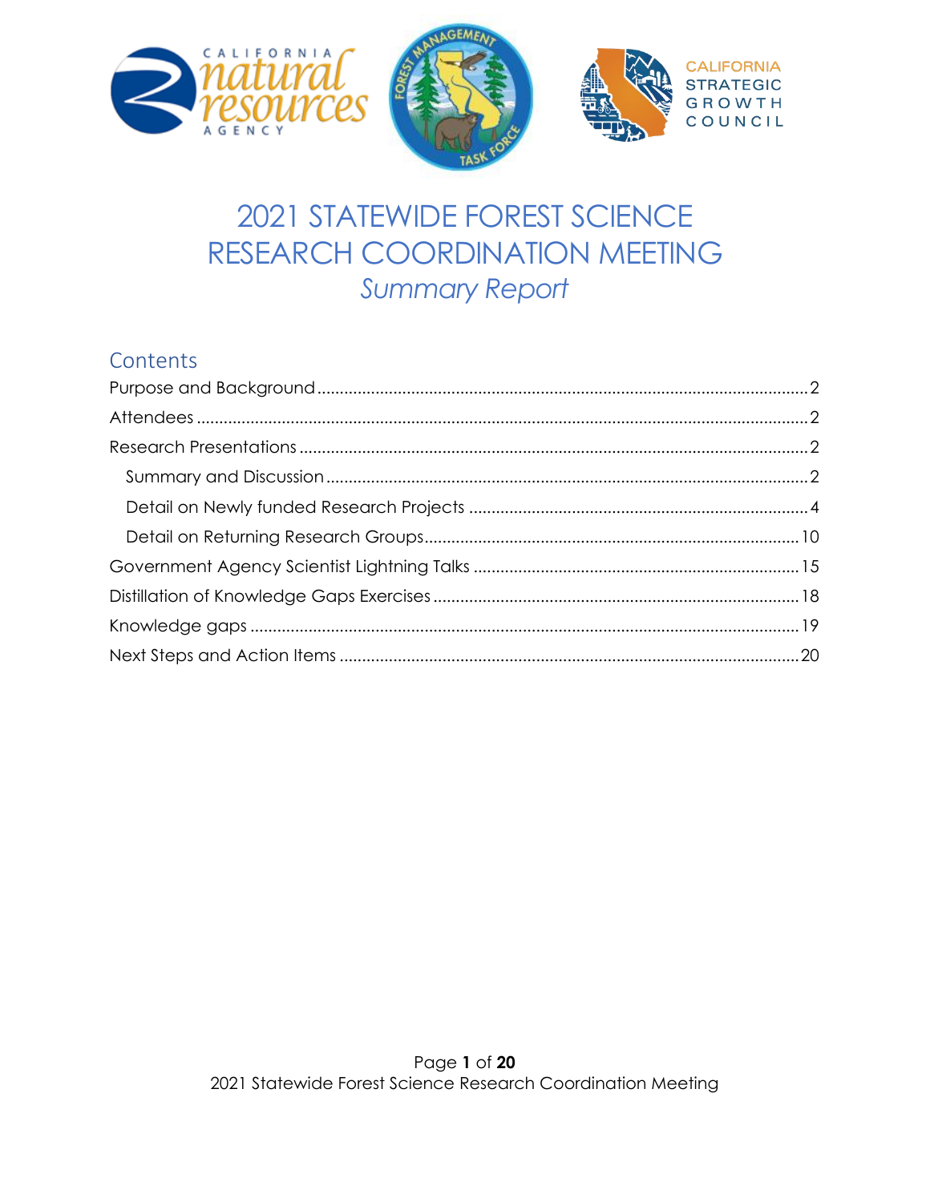# 2021 STATEWIDE FOREST SCIENCE RESEARCH COORDINATION MEETING

*Summary Report*

## Contents

Purpose and Background .......... 2

Attendees .......... 2

Research Presentations .......... 2

- Summary and Discussion .......... 2
- Detail on Newly funded Research Projects .......... 4
- Detail on Returning Research Groups .......... 10

Government Agency Scientist Lightning Talks .......... 15

Distillation of Knowledge Gaps Exercises .......... 18

Knowledge gaps .......... 19

Next Steps and Action Items .......... 20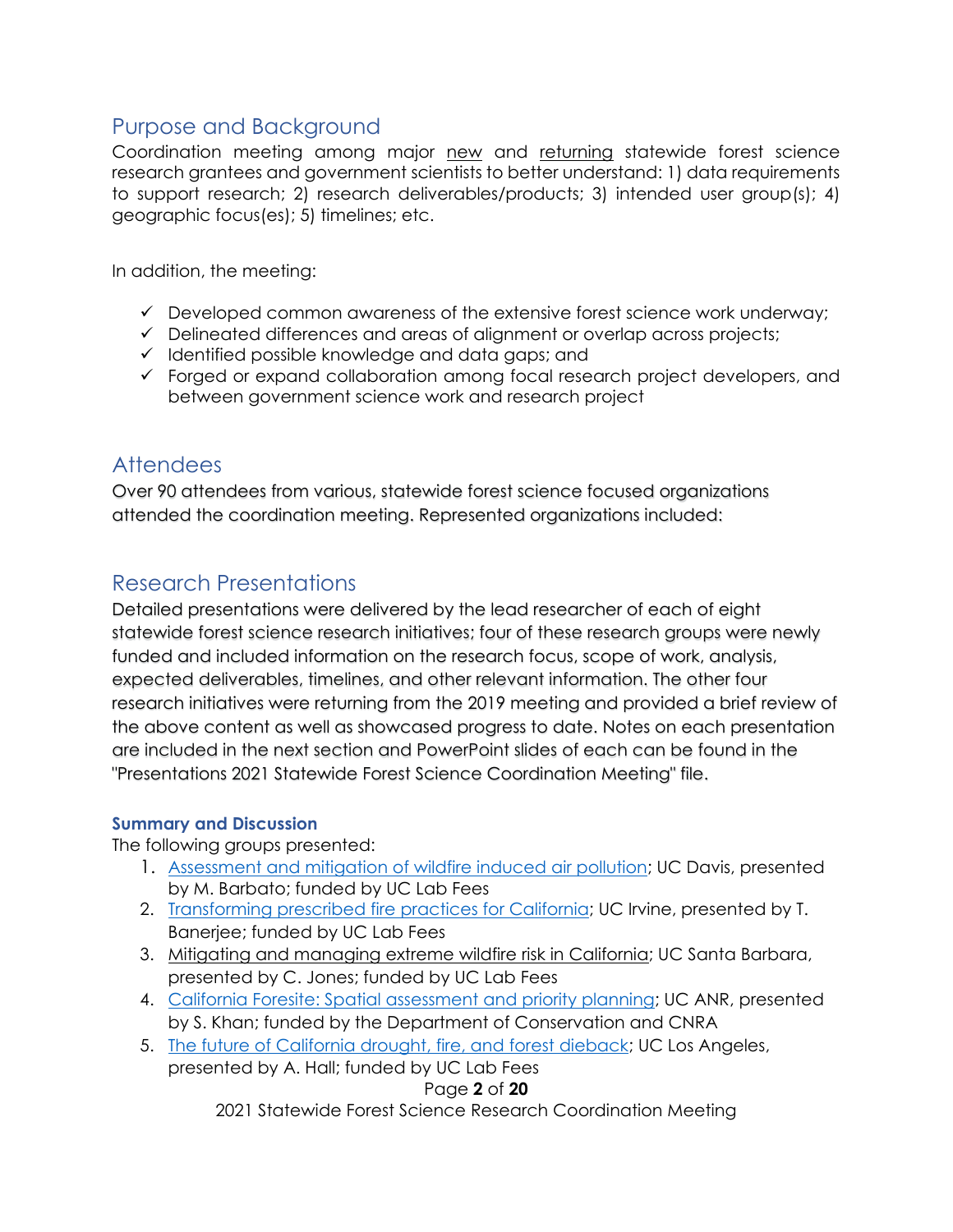## Purpose and Background

Coordination meeting among major new and returning statewide forest science research grantees and government scientists to better understand: 1) data requirements to support research; 2) research deliverables/products; 3) intended user group(s); 4) geographic focus(es); 5) timelines; etc.

In addition, the meeting:

- ✓ Developed common awareness of the extensive forest science work underway;
- ✓ Delineated differences and areas of alignment or overlap across projects;
- ✓ Identified possible knowledge and data gaps; and
- ✓ Forged or expand collaboration among focal research project developers, and between government science work and research project

## Attendees

Over 90 attendees from various, statewide forest science focused organizations attended the coordination meeting. Represented organizations included:

## Research Presentations

Detailed presentations were delivered by the lead researcher of each of eight statewide forest science research initiatives; four of these research groups were newly funded and included information on the research focus, scope of work, analysis, expected deliverables, timelines, and other relevant information. The other four research initiatives were returning from the 2019 meeting and provided a brief review of the above content as well as showcased progress to date. Notes on each presentation are included in the next section and PowerPoint slides of each can be found in the "Presentations 2021 Statewide Forest Science Coordination Meeting" file.

### Summary and Discussion

The following groups presented:

1. Assessment and mitigation of wildfire induced air pollution; UC Davis, presented by M. Barbato; funded by UC Lab Fees
2. Transforming prescribed fire practices for California; UC Irvine, presented by T. Banerjee; funded by UC Lab Fees
3. Mitigating and managing extreme wildfire risk in California; UC Santa Barbara, presented by C. Jones; funded by UC Lab Fees
4. California Foresite: Spatial assessment and priority planning; UC ANR, presented by S. Khan; funded by the Department of Conservation and CNRA
5. The future of California drought, fire, and forest dieback; UC Los Angeles, presented by A. Hall; funded by UC Lab Fees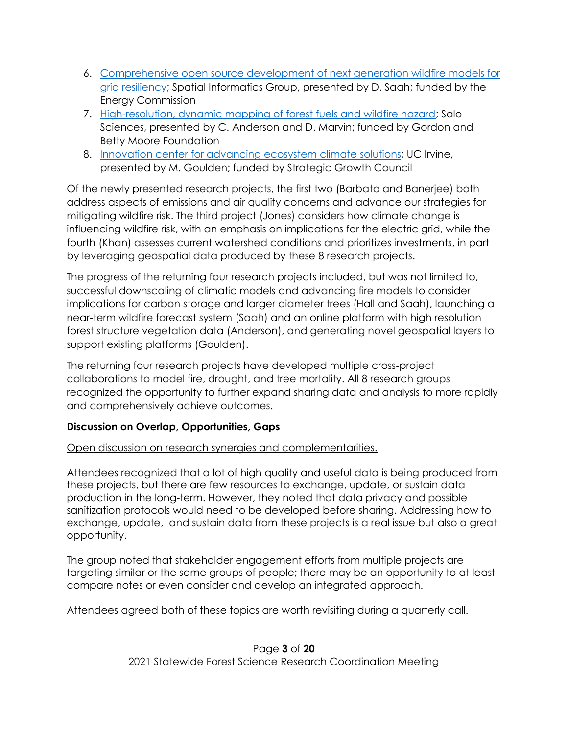6. [Comprehensive open source development of next generation wildfire models for grid resiliency](); Spatial Informatics Group, presented by D. Saah; funded by the Energy Commission
7. [High-resolution, dynamic mapping of forest fuels and wildfire hazard](); Salo Sciences, presented by C. Anderson and D. Marvin; funded by Gordon and Betty Moore Foundation
8. [Innovation center for advancing ecosystem climate solutions](); UC Irvine, presented by M. Goulden; funded by Strategic Growth Council

Of the newly presented research projects, the first two (Barbato and Banerjee) both address aspects of emissions and air quality concerns and advance our strategies for mitigating wildfire risk. The third project (Jones) considers how climate change is influencing wildfire risk, with an emphasis on implications for the electric grid, while the fourth (Khan) assesses current watershed conditions and prioritizes investments, in part by leveraging geospatial data produced by these 8 research projects.

The progress of the returning four research projects included, but was not limited to, successful downscaling of climatic models and advancing fire models to consider implications for carbon storage and larger diameter trees (Hall and Saah), launching a near-term wildfire forecast system (Saah) and an online platform with high resolution forest structure vegetation data (Anderson), and generating novel geospatial layers to support existing platforms (Goulden).

The returning four research projects have developed multiple cross-project collaborations to model fire, drought, and tree mortality. All 8 research groups recognized the opportunity to further expand sharing data and analysis to more rapidly and comprehensively achieve outcomes.

**Discussion on Overlap, Opportunities, Gaps**

Open discussion on research synergies and complementarities.

Attendees recognized that a lot of high quality and useful data is being produced from these projects, but there are few resources to exchange, update, or sustain data production in the long-term. However, they noted that data privacy and possible sanitization protocols would need to be developed before sharing. Addressing how to exchange, update, and sustain data from these projects is a real issue but also a great opportunity.

The group noted that stakeholder engagement efforts from multiple projects are targeting similar or the same groups of people; there may be an opportunity to at least compare notes or even consider and develop an integrated approach.

Attendees agreed both of these topics are worth revisiting during a quarterly call.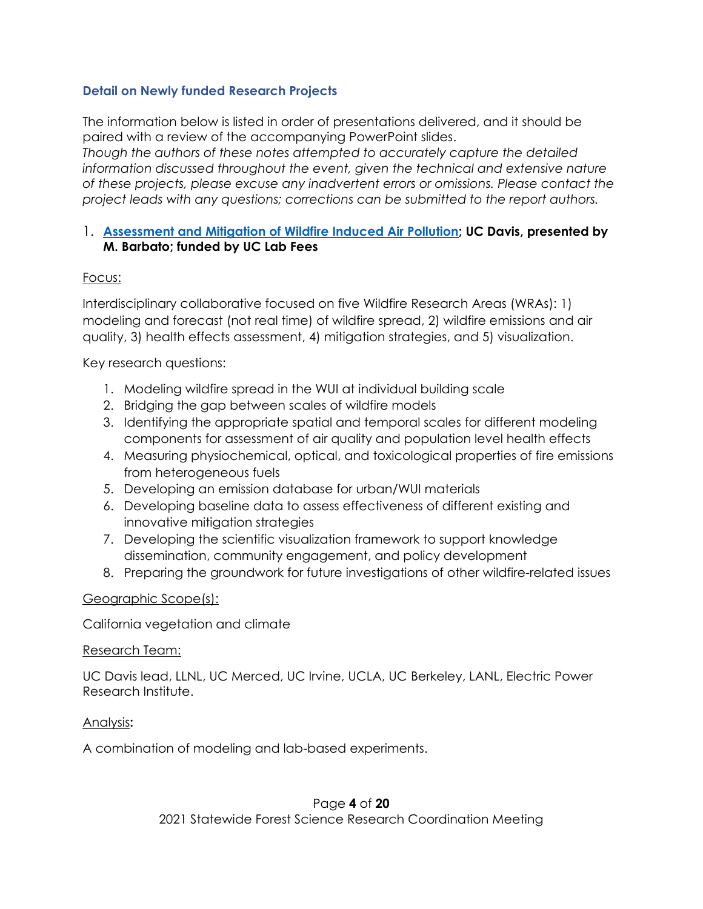### Detail on Newly funded Research Projects

The information below is listed in order of presentations delivered, and it should be paired with a review of the accompanying PowerPoint slides.
*Though the authors of these notes attempted to accurately capture the detailed information discussed throughout the event, given the technical and extensive nature of these projects, please excuse any inadvertent errors or omissions. Please contact the project leads with any questions; corrections can be submitted to the report authors.*

1. **Assessment and Mitigation of Wildfire Induced Air Pollution; UC Davis, presented by M. Barbato; funded by UC Lab Fees**

Focus:

Interdisciplinary collaborative focused on five Wildfire Research Areas (WRAs): 1) modeling and forecast (not real time) of wildfire spread, 2) wildfire emissions and air quality, 3) health effects assessment, 4) mitigation strategies, and 5) visualization.

Key research questions:

1. Modeling wildfire spread in the WUI at individual building scale
2. Bridging the gap between scales of wildfire models
3. Identifying the appropriate spatial and temporal scales for different modeling components for assessment of air quality and population level health effects
4. Measuring physiochemical, optical, and toxicological properties of fire emissions from heterogeneous fuels
5. Developing an emission database for urban/WUI materials
6. Developing baseline data to assess effectiveness of different existing and innovative mitigation strategies
7. Developing the scientific visualization framework to support knowledge dissemination, community engagement, and policy development
8. Preparing the groundwork for future investigations of other wildfire-related issues

Geographic Scope(s):

California vegetation and climate

Research Team:

UC Davis lead, LLNL, UC Merced, UC Irvine, UCLA, UC Berkeley, LANL, Electric Power Research Institute.

Analysis:

A combination of modeling and lab-based experiments.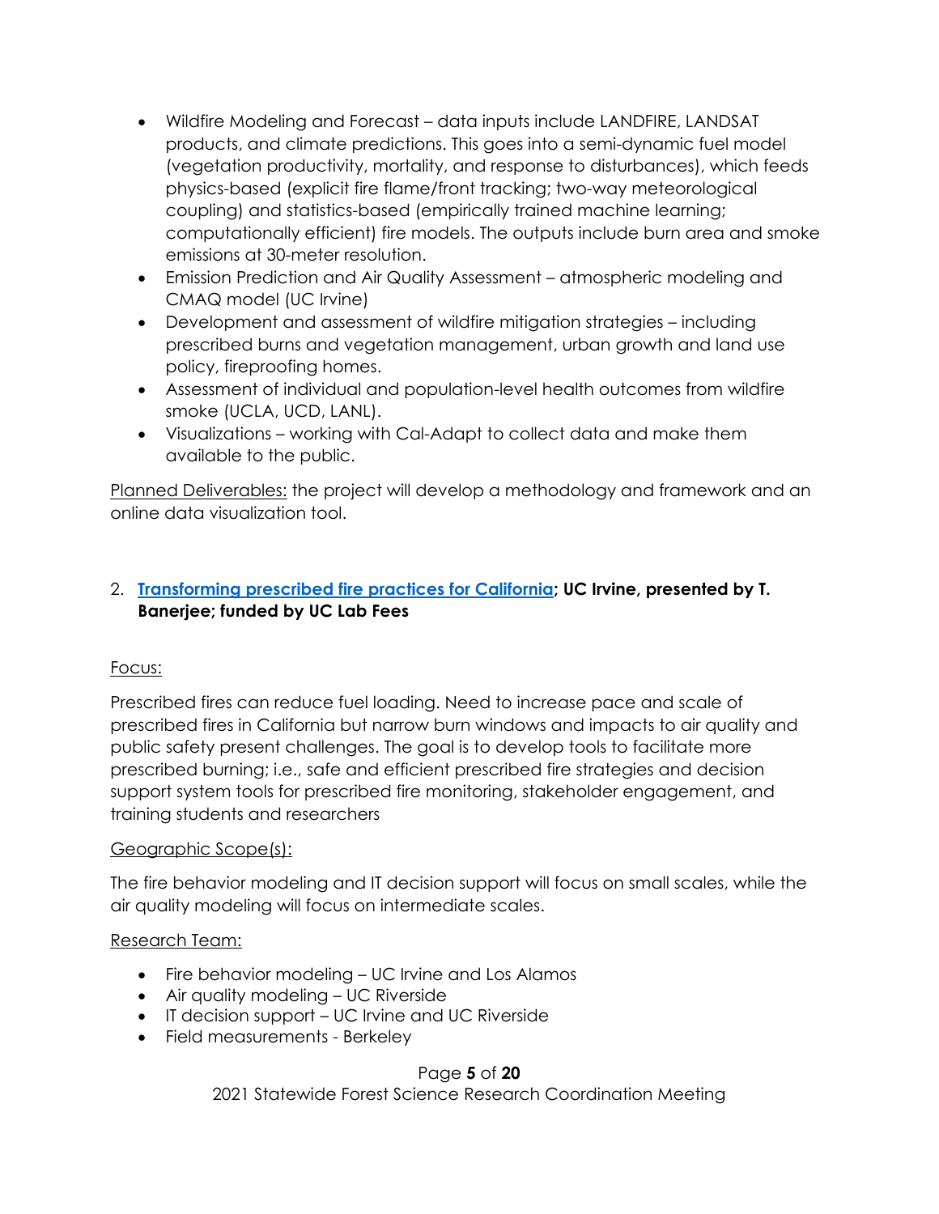- Wildfire Modeling and Forecast – data inputs include LANDFIRE, LANDSAT products, and climate predictions. This goes into a semi-dynamic fuel model (vegetation productivity, mortality, and response to disturbances), which feeds physics-based (explicit fire flame/front tracking; two-way meteorological coupling) and statistics-based (empirically trained machine learning; computationally efficient) fire models. The outputs include burn area and smoke emissions at 30-meter resolution.
- Emission Prediction and Air Quality Assessment – atmospheric modeling and CMAQ model (UC Irvine)
- Development and assessment of wildfire mitigation strategies – including prescribed burns and vegetation management, urban growth and land use policy, fireproofing homes.
- Assessment of individual and population-level health outcomes from wildfire smoke (UCLA, UCD, LANL).
- Visualizations – working with Cal-Adapt to collect data and make them available to the public.

Planned Deliverables: the project will develop a methodology and framework and an online data visualization tool.

2. **Transforming prescribed fire practices for California; UC Irvine, presented by T. Banerjee; funded by UC Lab Fees**

Focus:

Prescribed fires can reduce fuel loading. Need to increase pace and scale of prescribed fires in California but narrow burn windows and impacts to air quality and public safety present challenges. The goal is to develop tools to facilitate more prescribed burning; i.e., safe and efficient prescribed fire strategies and decision support system tools for prescribed fire monitoring, stakeholder engagement, and training students and researchers

Geographic Scope(s):

The fire behavior modeling and IT decision support will focus on small scales, while the air quality modeling will focus on intermediate scales.

Research Team:

- Fire behavior modeling – UC Irvine and Los Alamos
- Air quality modeling – UC Riverside
- IT decision support – UC Irvine and UC Riverside
- Field measurements - Berkeley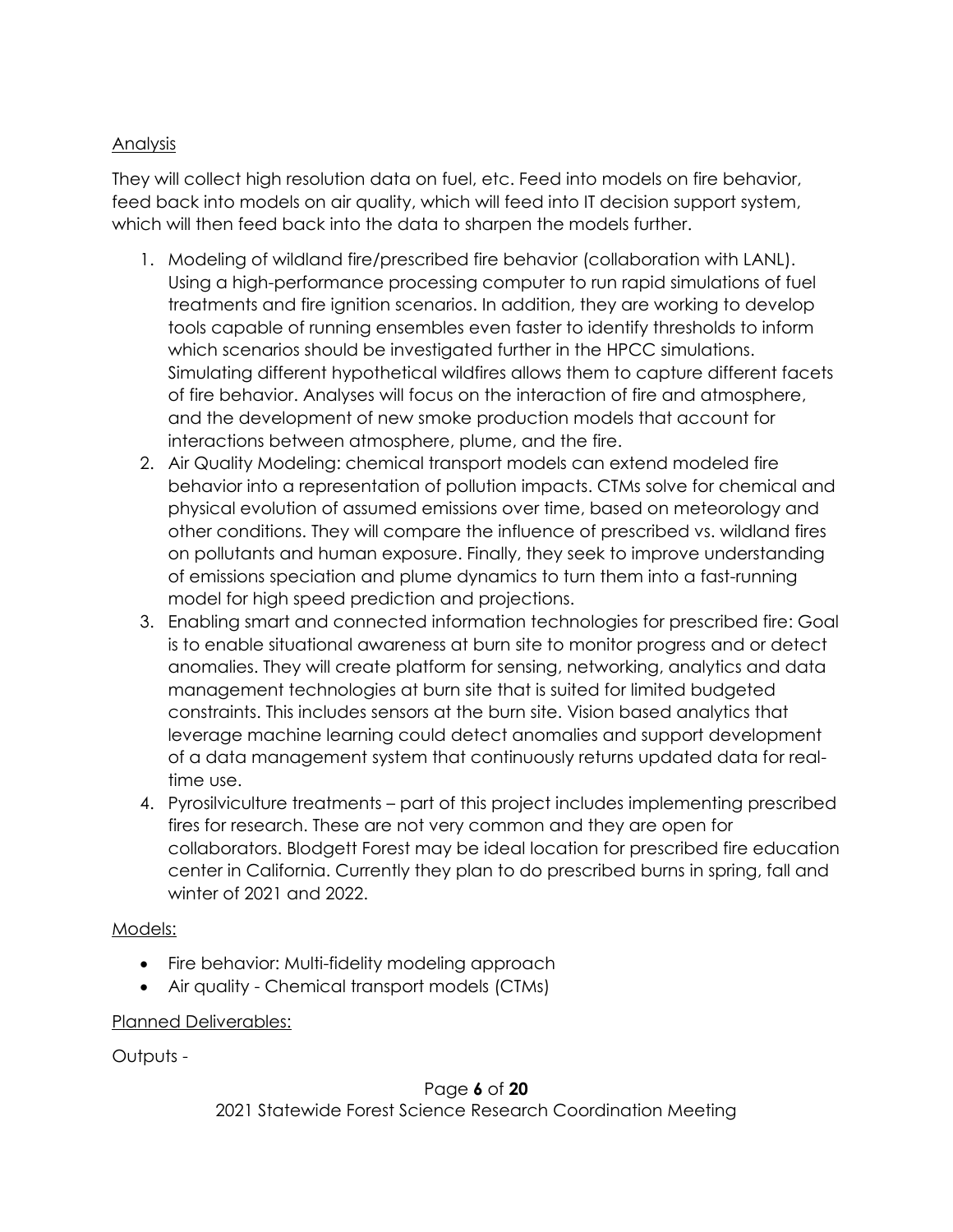Analysis

They will collect high resolution data on fuel, etc. Feed into models on fire behavior, feed back into models on air quality, which will feed into IT decision support system, which will then feed back into the data to sharpen the models further.

1. Modeling of wildland fire/prescribed fire behavior (collaboration with LANL). Using a high-performance processing computer to run rapid simulations of fuel treatments and fire ignition scenarios. In addition, they are working to develop tools capable of running ensembles even faster to identify thresholds to inform which scenarios should be investigated further in the HPCC simulations. Simulating different hypothetical wildfires allows them to capture different facets of fire behavior. Analyses will focus on the interaction of fire and atmosphere, and the development of new smoke production models that account for interactions between atmosphere, plume, and the fire.
2. Air Quality Modeling: chemical transport models can extend modeled fire behavior into a representation of pollution impacts. CTMs solve for chemical and physical evolution of assumed emissions over time, based on meteorology and other conditions. They will compare the influence of prescribed vs. wildland fires on pollutants and human exposure. Finally, they seek to improve understanding of emissions speciation and plume dynamics to turn them into a fast-running model for high speed prediction and projections.
3. Enabling smart and connected information technologies for prescribed fire: Goal is to enable situational awareness at burn site to monitor progress and or detect anomalies. They will create platform for sensing, networking, analytics and data management technologies at burn site that is suited for limited budgeted constraints. This includes sensors at the burn site. Vision based analytics that leverage machine learning could detect anomalies and support development of a data management system that continuously returns updated data for real-time use.
4. Pyrosilviculture treatments – part of this project includes implementing prescribed fires for research. These are not very common and they are open for collaborators. Blodgett Forest may be ideal location for prescribed fire education center in California. Currently they plan to do prescribed burns in spring, fall and winter of 2021 and 2022.

Models:

- Fire behavior: Multi-fidelity modeling approach
- Air quality - Chemical transport models (CTMs)

Planned Deliverables:

Outputs -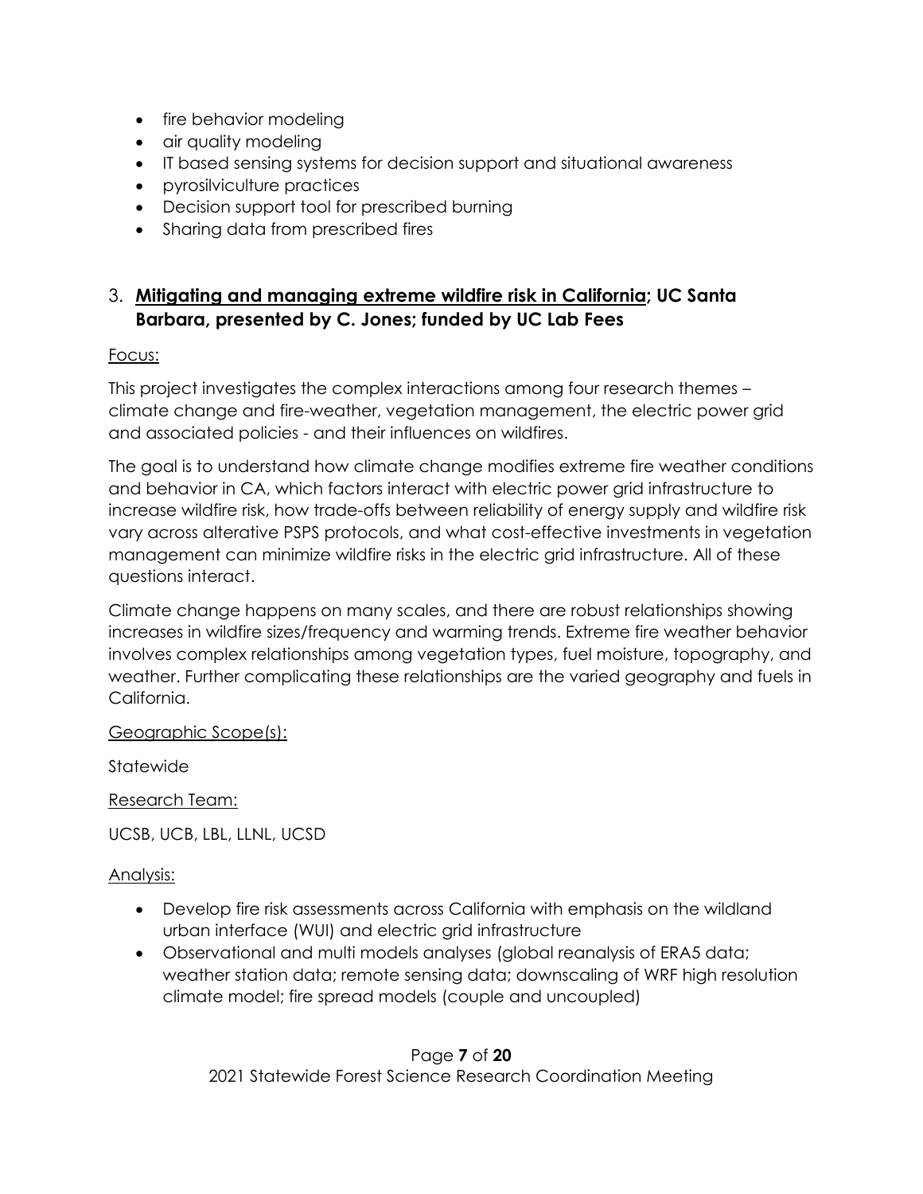- fire behavior modeling
- air quality modeling
- IT based sensing systems for decision support and situational awareness
- pyrosilviculture practices
- Decision support tool for prescribed burning
- Sharing data from prescribed fires

### 3. **Mitigating and managing extreme wildfire risk in California; UC Santa Barbara, presented by C. Jones; funded by UC Lab Fees**

Focus:

This project investigates the complex interactions among four research themes – climate change and fire-weather, vegetation management, the electric power grid and associated policies - and their influences on wildfires.

The goal is to understand how climate change modifies extreme fire weather conditions and behavior in CA, which factors interact with electric power grid infrastructure to increase wildfire risk, how trade-offs between reliability of energy supply and wildfire risk vary across alterative PSPS protocols, and what cost-effective investments in vegetation management can minimize wildfire risks in the electric grid infrastructure. All of these questions interact.

Climate change happens on many scales, and there are robust relationships showing increases in wildfire sizes/frequency and warming trends. Extreme fire weather behavior involves complex relationships among vegetation types, fuel moisture, topography, and weather. Further complicating these relationships are the varied geography and fuels in California.

Geographic Scope(s):

Statewide

Research Team:

UCSB, UCB, LBL, LLNL, UCSD

Analysis:

- Develop fire risk assessments across California with emphasis on the wildland urban interface (WUI) and electric grid infrastructure
- Observational and multi models analyses (global reanalysis of ERA5 data; weather station data; remote sensing data; downscaling of WRF high resolution climate model; fire spread models (couple and uncoupled)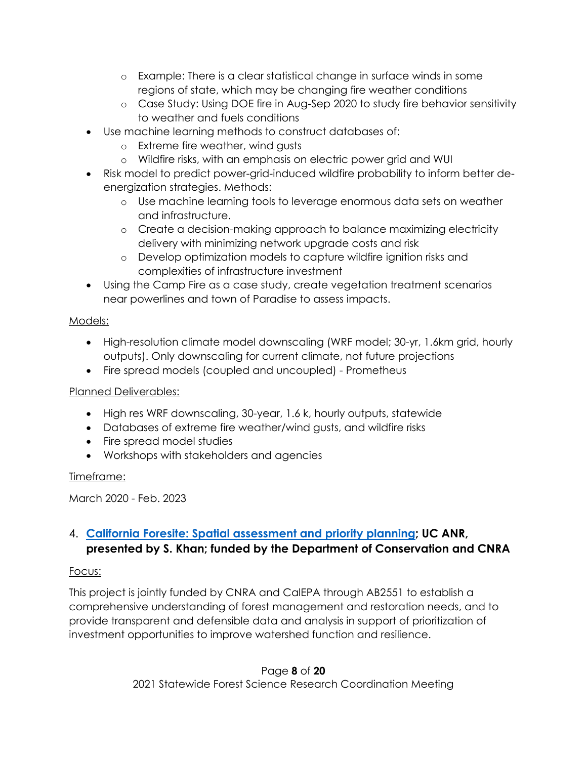- Example: There is a clear statistical change in surface winds in some regions of state, which may be changing fire weather conditions
  - Case Study: Using DOE fire in Aug-Sep 2020 to study fire behavior sensitivity to weather and fuels conditions
- Use machine learning methods to construct databases of:
  - Extreme fire weather, wind gusts
  - Wildfire risks, with an emphasis on electric power grid and WUI
- Risk model to predict power-grid-induced wildfire probability to inform better de-energization strategies. Methods:
  - Use machine learning tools to leverage enormous data sets on weather and infrastructure.
  - Create a decision-making approach to balance maximizing electricity delivery with minimizing network upgrade costs and risk
  - Develop optimization models to capture wildfire ignition risks and complexities of infrastructure investment
- Using the Camp Fire as a case study, create vegetation treatment scenarios near powerlines and town of Paradise to assess impacts.

<u>Models:</u>

- High-resolution climate model downscaling (WRF model; 30-yr, 1.6km grid, hourly outputs). Only downscaling for current climate, not future projections
- Fire spread models (coupled and uncoupled) - Prometheus

<u>Planned Deliverables:</u>

- High res WRF downscaling, 30-year, 1.6 k, hourly outputs, statewide
- Databases of extreme fire weather/wind gusts, and wildfire risks
- Fire spread model studies
- Workshops with stakeholders and agencies

<u>Timeframe:</u>

March 2020 - Feb. 2023

### 4. [California Foresite: Spatial assessment and priority planning](); UC ANR, presented by S. Khan; funded by the Department of Conservation and CNRA

<u>Focus:</u>

This project is jointly funded by CNRA and CalEPA through AB2551 to establish a comprehensive understanding of forest management and restoration needs, and to provide transparent and defensible data and analysis in support of prioritization of investment opportunities to improve watershed function and resilience.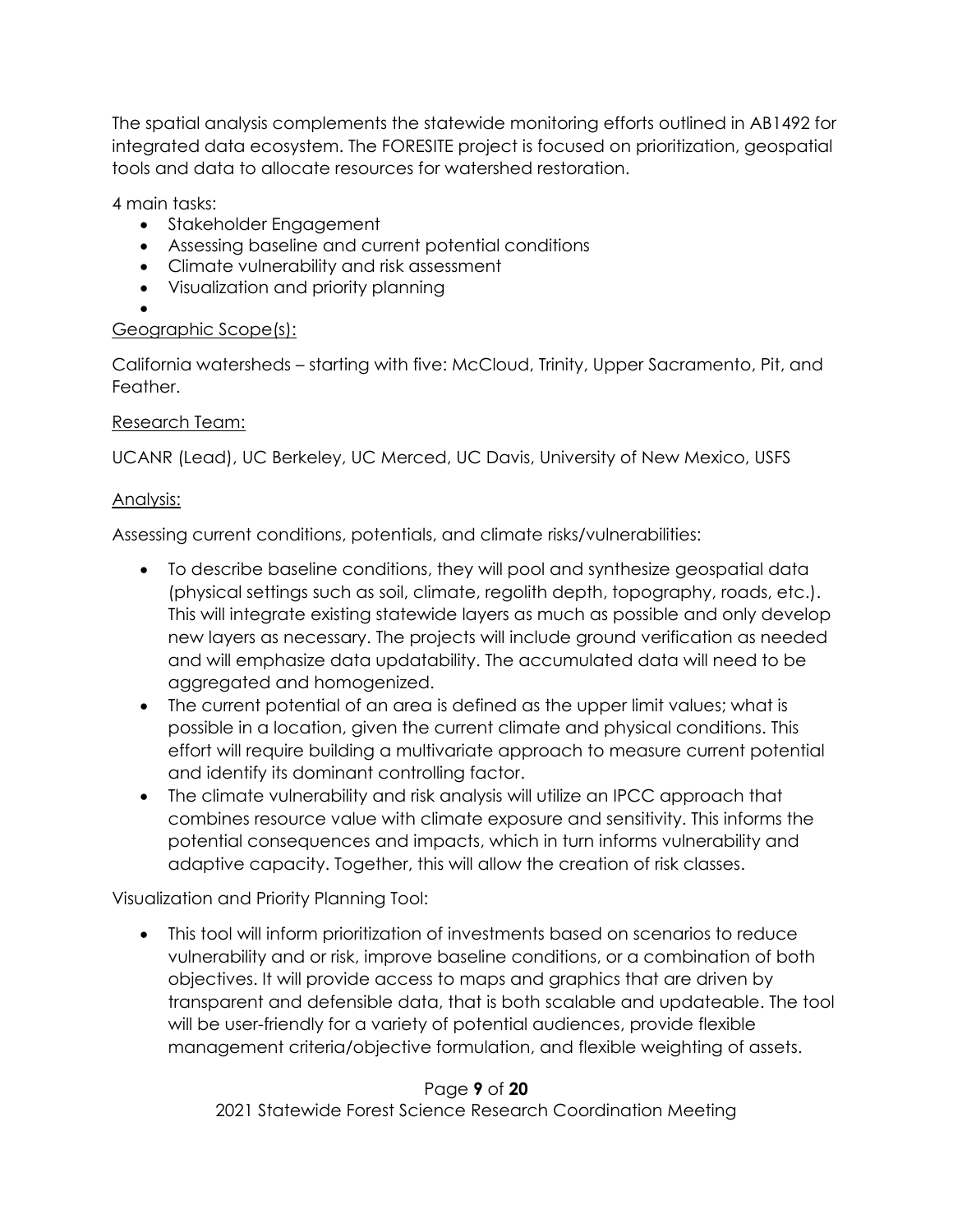The spatial analysis complements the statewide monitoring efforts outlined in AB1492 for integrated data ecosystem. The FORESITE project is focused on prioritization, geospatial tools and data to allocate resources for watershed restoration.

4 main tasks:

- Stakeholder Engagement
- Assessing baseline and current potential conditions
- Climate vulnerability and risk assessment
- Visualization and priority planning

Geographic Scope(s):

California watersheds – starting with five: McCloud, Trinity, Upper Sacramento, Pit, and Feather.

Research Team:

UCANR (Lead), UC Berkeley, UC Merced, UC Davis, University of New Mexico, USFS

Analysis:

Assessing current conditions, potentials, and climate risks/vulnerabilities:

- To describe baseline conditions, they will pool and synthesize geospatial data (physical settings such as soil, climate, regolith depth, topography, roads, etc.). This will integrate existing statewide layers as much as possible and only develop new layers as necessary. The projects will include ground verification as needed and will emphasize data updatability. The accumulated data will need to be aggregated and homogenized.
- The current potential of an area is defined as the upper limit values; what is possible in a location, given the current climate and physical conditions. This effort will require building a multivariate approach to measure current potential and identify its dominant controlling factor.
- The climate vulnerability and risk analysis will utilize an IPCC approach that combines resource value with climate exposure and sensitivity. This informs the potential consequences and impacts, which in turn informs vulnerability and adaptive capacity. Together, this will allow the creation of risk classes.

Visualization and Priority Planning Tool:

- This tool will inform prioritization of investments based on scenarios to reduce vulnerability and or risk, improve baseline conditions, or a combination of both objectives. It will provide access to maps and graphics that are driven by transparent and defensible data, that is both scalable and updateable. The tool will be user-friendly for a variety of potential audiences, provide flexible management criteria/objective formulation, and flexible weighting of assets.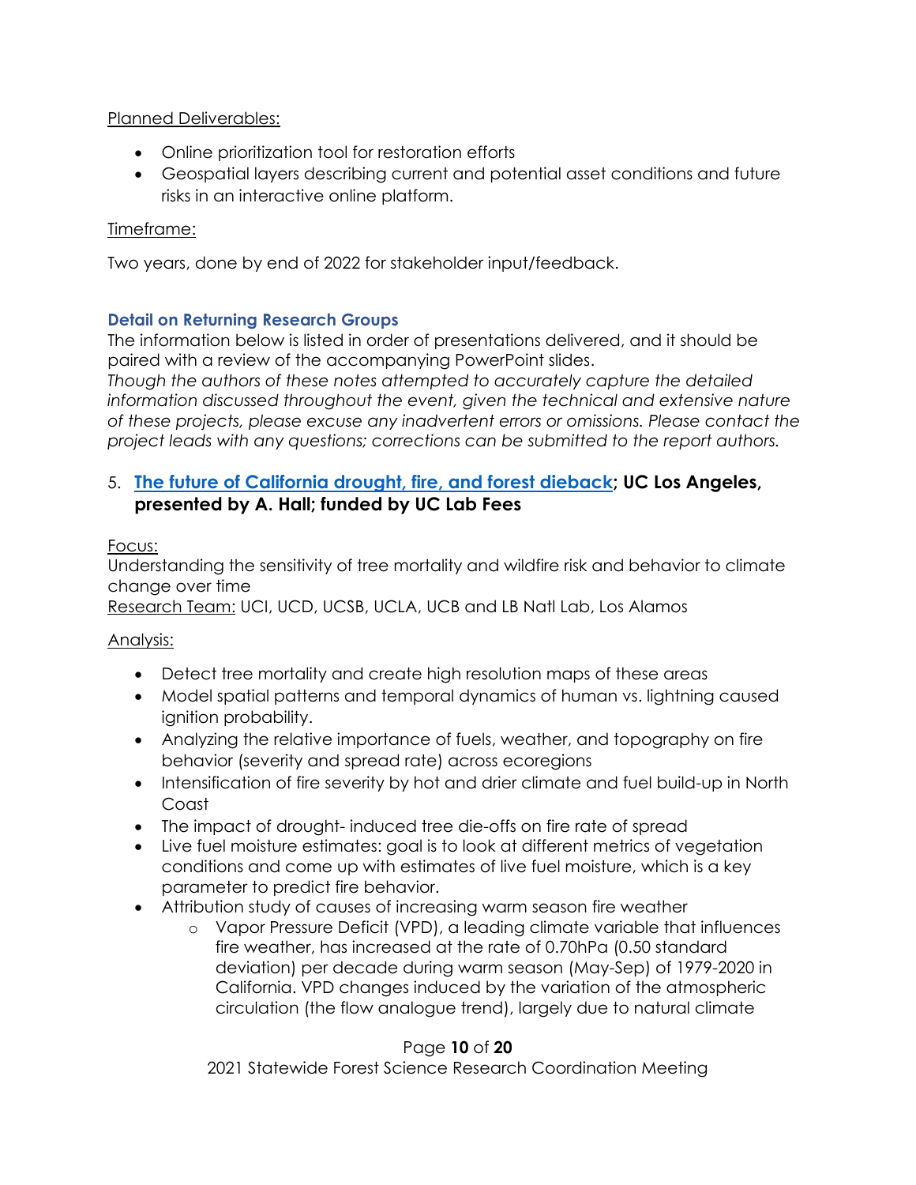Planned Deliverables:

- Online prioritization tool for restoration efforts
- Geospatial layers describing current and potential asset conditions and future risks in an interactive online platform.

Timeframe:

Two years, done by end of 2022 for stakeholder input/feedback.

### Detail on Returning Research Groups

The information below is listed in order of presentations delivered, and it should be paired with a review of the accompanying PowerPoint slides.
*Though the authors of these notes attempted to accurately capture the detailed information discussed throughout the event, given the technical and extensive nature of these projects, please excuse any inadvertent errors or omissions. Please contact the project leads with any questions; corrections can be submitted to the report authors.*

5. **The future of California drought, fire, and forest dieback; UC Los Angeles, presented by A. Hall; funded by UC Lab Fees**

Focus:
Understanding the sensitivity of tree mortality and wildfire risk and behavior to climate change over time
Research Team: UCI, UCD, UCSB, UCLA, UCB and LB Natl Lab, Los Alamos

Analysis:

- Detect tree mortality and create high resolution maps of these areas
- Model spatial patterns and temporal dynamics of human vs. lightning caused ignition probability.
- Analyzing the relative importance of fuels, weather, and topography on fire behavior (severity and spread rate) across ecoregions
- Intensification of fire severity by hot and drier climate and fuel build-up in North Coast
- The impact of drought- induced tree die-offs on fire rate of spread
- Live fuel moisture estimates: goal is to look at different metrics of vegetation conditions and come up with estimates of live fuel moisture, which is a key parameter to predict fire behavior.
- Attribution study of causes of increasing warm season fire weather
    - Vapor Pressure Deficit (VPD), a leading climate variable that influences fire weather, has increased at the rate of 0.70hPa (0.50 standard deviation) per decade during warm season (May-Sep) of 1979-2020 in California. VPD changes induced by the variation of the atmospheric circulation (the flow analogue trend), largely due to natural climate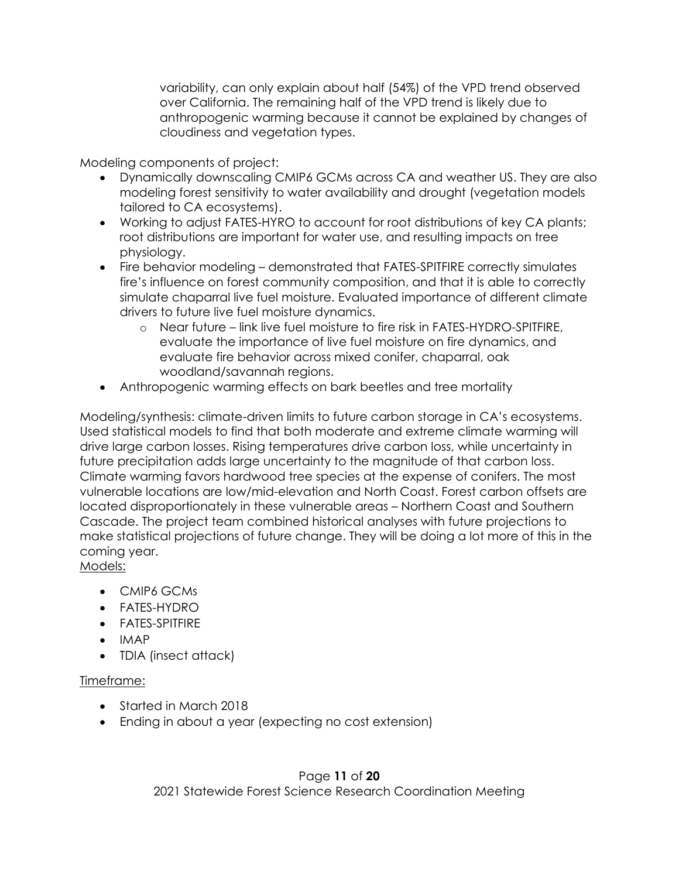variability, can only explain about half (54%) of the VPD trend observed over California. The remaining half of the VPD trend is likely due to anthropogenic warming because it cannot be explained by changes of cloudiness and vegetation types.

Modeling components of project:

- Dynamically downscaling CMIP6 GCMs across CA and weather US. They are also modeling forest sensitivity to water availability and drought (vegetation models tailored to CA ecosystems).
- Working to adjust FATES-HYRO to account for root distributions of key CA plants; root distributions are important for water use, and resulting impacts on tree physiology.
- Fire behavior modeling – demonstrated that FATES-SPITFIRE correctly simulates fire's influence on forest community composition, and that it is able to correctly simulate chaparral live fuel moisture. Evaluated importance of different climate drivers to future live fuel moisture dynamics.
    - Near future – link live fuel moisture to fire risk in FATES-HYDRO-SPITFIRE, evaluate the importance of live fuel moisture on fire dynamics, and evaluate fire behavior across mixed conifer, chaparral, oak woodland/savannah regions.
- Anthropogenic warming effects on bark beetles and tree mortality

Modeling/synthesis: climate-driven limits to future carbon storage in CA's ecosystems. Used statistical models to find that both moderate and extreme climate warming will drive large carbon losses. Rising temperatures drive carbon loss, while uncertainty in future precipitation adds large uncertainty to the magnitude of that carbon loss. Climate warming favors hardwood tree species at the expense of conifers. The most vulnerable locations are low/mid-elevation and North Coast. Forest carbon offsets are located disproportionately in these vulnerable areas – Northern Coast and Southern Cascade. The project team combined historical analyses with future projections to make statistical projections of future change. They will be doing a lot more of this in the coming year.

Models:

- CMIP6 GCMs
- FATES-HYDRO
- FATES-SPITFIRE
- IMAP
- TDIA (insect attack)

Timeframe:

- Started in March 2018
- Ending in about a year (expecting no cost extension)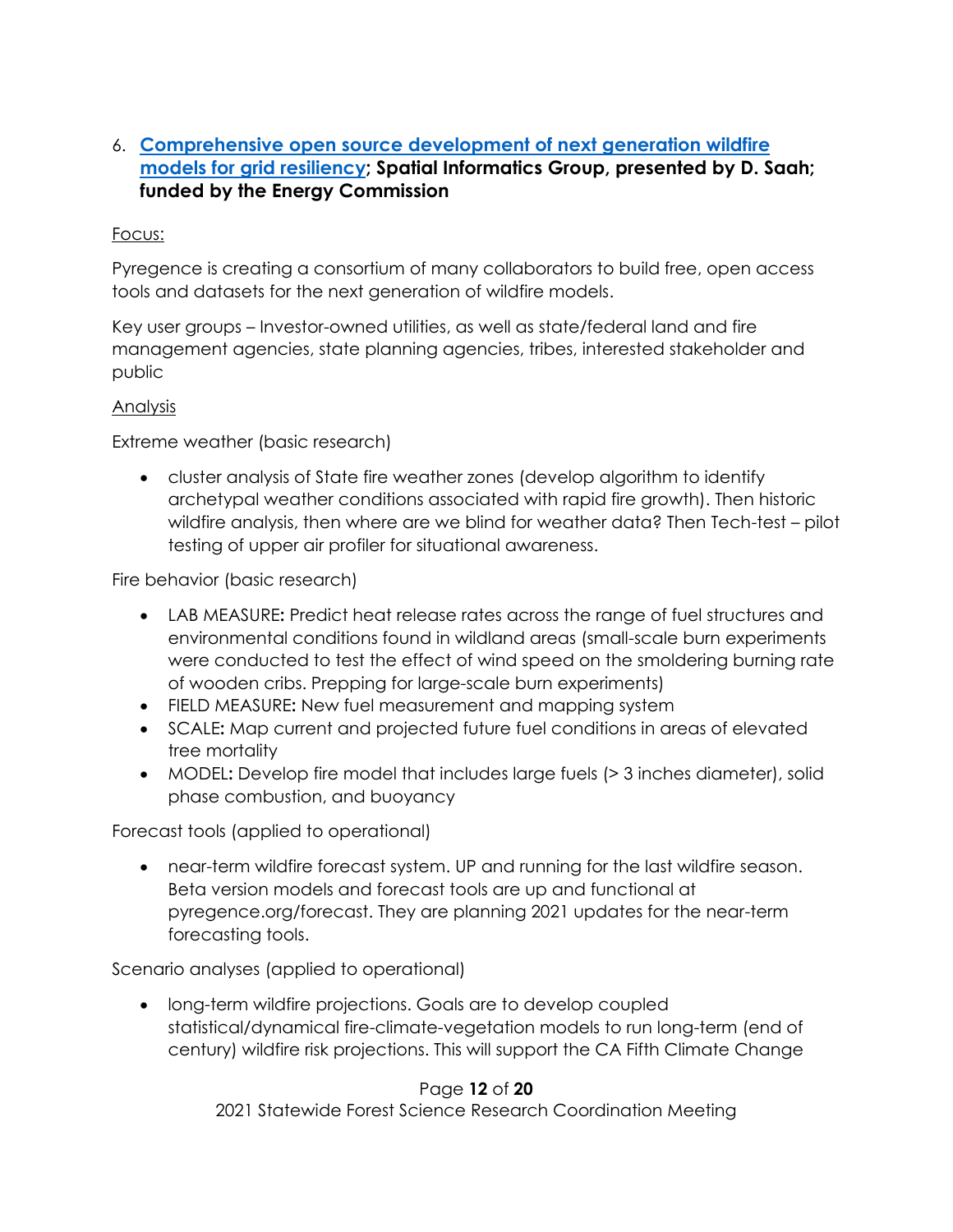6. **[Comprehensive open source development of next generation wildfire models for grid resiliency](#); Spatial Informatics Group, presented by D. Saah; funded by the Energy Commission**

Focus:

Pyregence is creating a consortium of many collaborators to build free, open access tools and datasets for the next generation of wildfire models.

Key user groups – Investor-owned utilities, as well as state/federal land and fire management agencies, state planning agencies, tribes, interested stakeholder and public

Analysis

Extreme weather (basic research)

- cluster analysis of State fire weather zones (develop algorithm to identify archetypal weather conditions associated with rapid fire growth). Then historic wildfire analysis, then where are we blind for weather data? Then Tech-test – pilot testing of upper air profiler for situational awareness.

Fire behavior (basic research)

- LAB MEASURE**:** Predict heat release rates across the range of fuel structures and environmental conditions found in wildland areas (small-scale burn experiments were conducted to test the effect of wind speed on the smoldering burning rate of wooden cribs. Prepping for large-scale burn experiments)
- FIELD MEASURE**:** New fuel measurement and mapping system
- SCALE**:** Map current and projected future fuel conditions in areas of elevated tree mortality
- MODEL**:** Develop fire model that includes large fuels (> 3 inches diameter), solid phase combustion, and buoyancy

Forecast tools (applied to operational)

- near-term wildfire forecast system. UP and running for the last wildfire season. Beta version models and forecast tools are up and functional at pyregence.org/forecast. They are planning 2021 updates for the near-term forecasting tools.

Scenario analyses (applied to operational)

- long-term wildfire projections. Goals are to develop coupled statistical/dynamical fire-climate-vegetation models to run long-term (end of century) wildfire risk projections. This will support the CA Fifth Climate Change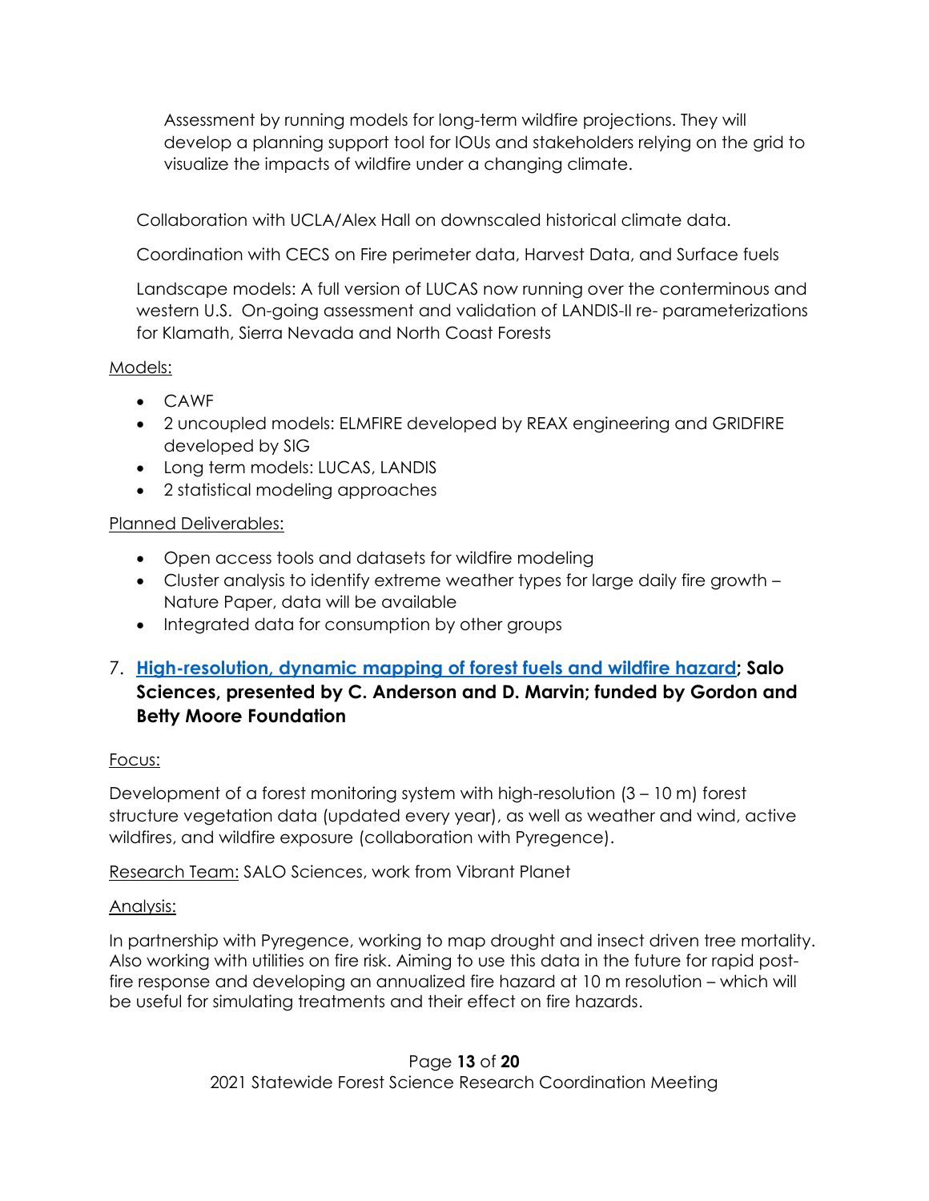Assessment by running models for long-term wildfire projections. They will develop a planning support tool for IOUs and stakeholders relying on the grid to visualize the impacts of wildfire under a changing climate.

Collaboration with UCLA/Alex Hall on downscaled historical climate data.

Coordination with CECS on Fire perimeter data, Harvest Data, and Surface fuels

Landscape models: A full version of LUCAS now running over the conterminous and western U.S. On-going assessment and validation of LANDIS-II re- parameterizations for Klamath, Sierra Nevada and North Coast Forests

Models:

- CAWF
- 2 uncoupled models: ELMFIRE developed by REAX engineering and GRIDFIRE developed by SIG
- Long term models: LUCAS, LANDIS
- 2 statistical modeling approaches

Planned Deliverables:

- Open access tools and datasets for wildfire modeling
- Cluster analysis to identify extreme weather types for large daily fire growth – Nature Paper, data will be available
- Integrated data for consumption by other groups

7. **High-resolution, dynamic mapping of forest fuels and wildfire hazard; Salo Sciences, presented by C. Anderson and D. Marvin; funded by Gordon and Betty Moore Foundation**

Focus:

Development of a forest monitoring system with high-resolution (3 – 10 m) forest structure vegetation data (updated every year), as well as weather and wind, active wildfires, and wildfire exposure (collaboration with Pyregence).

Research Team: SALO Sciences, work from Vibrant Planet

Analysis:

In partnership with Pyregence, working to map drought and insect driven tree mortality. Also working with utilities on fire risk. Aiming to use this data in the future for rapid post-fire response and developing an annualized fire hazard at 10 m resolution – which will be useful for simulating treatments and their effect on fire hazards.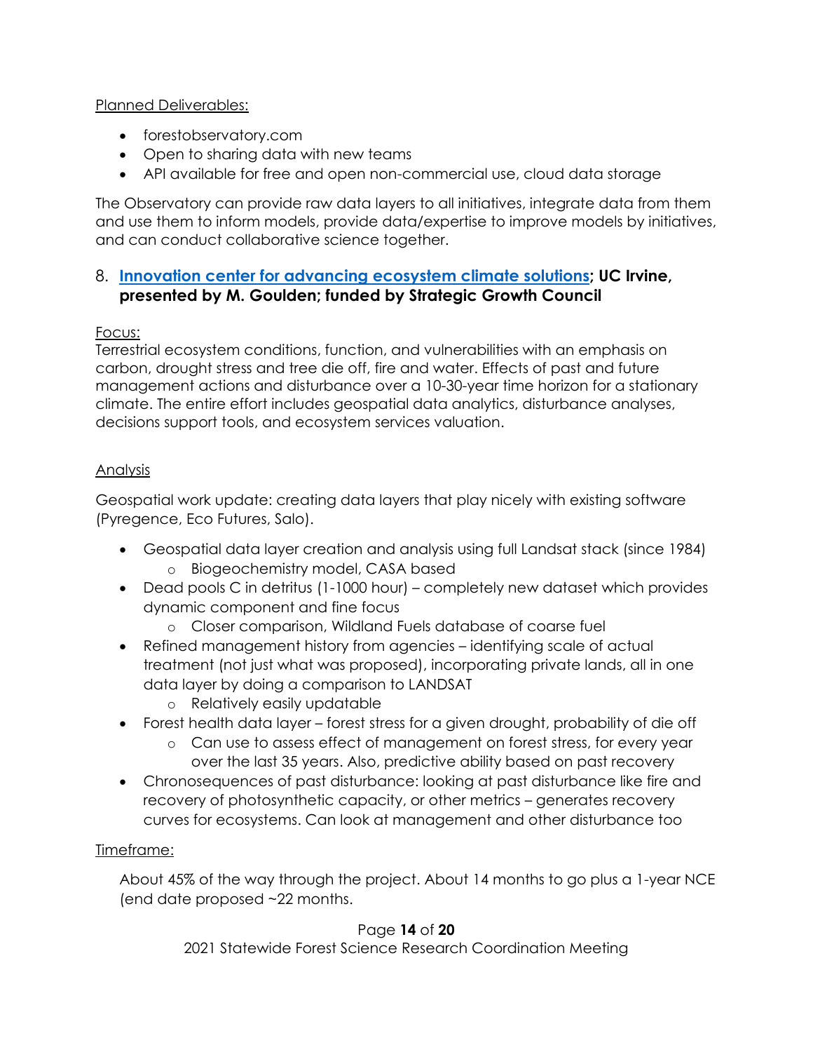Planned Deliverables:

- forestobservatory.com
- Open to sharing data with new teams
- API available for free and open non-commercial use, cloud data storage

The Observatory can provide raw data layers to all initiatives, integrate data from them and use them to inform models, provide data/expertise to improve models by initiatives, and can conduct collaborative science together.

### 8. Innovation center for advancing ecosystem climate solutions; UC Irvine, presented by M. Goulden; funded by Strategic Growth Council

Focus:
Terrestrial ecosystem conditions, function, and vulnerabilities with an emphasis on carbon, drought stress and tree die off, fire and water. Effects of past and future management actions and disturbance over a 10-30-year time horizon for a stationary climate. The entire effort includes geospatial data analytics, disturbance analyses, decisions support tools, and ecosystem services valuation.

Analysis

Geospatial work update: creating data layers that play nicely with existing software (Pyregence, Eco Futures, Salo).

- Geospatial data layer creation and analysis using full Landsat stack (since 1984)
  - Biogeochemistry model, CASA based
- Dead pools C in detritus (1-1000 hour) – completely new dataset which provides dynamic component and fine focus
  - Closer comparison, Wildland Fuels database of coarse fuel
- Refined management history from agencies – identifying scale of actual treatment (not just what was proposed), incorporating private lands, all in one data layer by doing a comparison to LANDSAT
  - Relatively easily updatable
- Forest health data layer – forest stress for a given drought, probability of die off
  - Can use to assess effect of management on forest stress, for every year over the last 35 years. Also, predictive ability based on past recovery
- Chronosequences of past disturbance: looking at past disturbance like fire and recovery of photosynthetic capacity, or other metrics – generates recovery curves for ecosystems. Can look at management and other disturbance too

Timeframe:

About 45% of the way through the project. About 14 months to go plus a 1-year NCE (end date proposed ~22 months.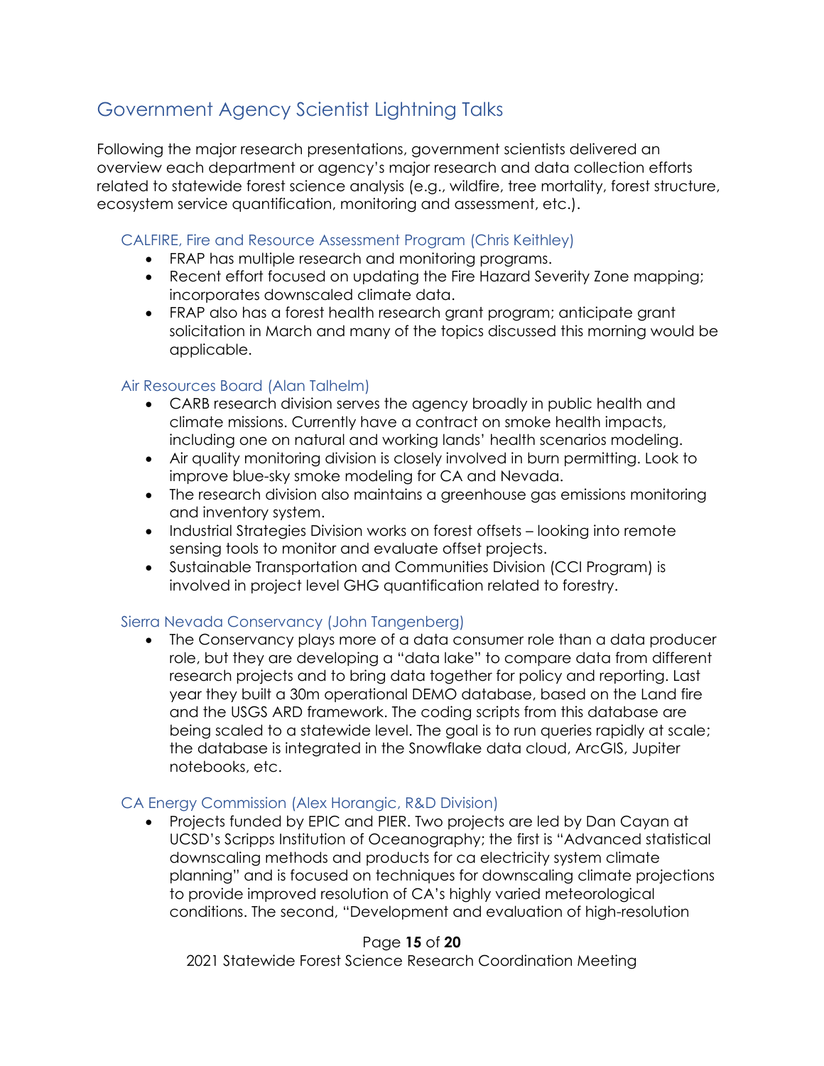## Government Agency Scientist Lightning Talks

Following the major research presentations, government scientists delivered an overview each department or agency's major research and data collection efforts related to statewide forest science analysis (e.g., wildfire, tree mortality, forest structure, ecosystem service quantification, monitoring and assessment, etc.).

### CALFIRE, Fire and Resource Assessment Program (Chris Keithley)

- FRAP has multiple research and monitoring programs.
- Recent effort focused on updating the Fire Hazard Severity Zone mapping; incorporates downscaled climate data.
- FRAP also has a forest health research grant program; anticipate grant solicitation in March and many of the topics discussed this morning would be applicable.

### Air Resources Board (Alan Talhelm)

- CARB research division serves the agency broadly in public health and climate missions. Currently have a contract on smoke health impacts, including one on natural and working lands' health scenarios modeling.
- Air quality monitoring division is closely involved in burn permitting. Look to improve blue-sky smoke modeling for CA and Nevada.
- The research division also maintains a greenhouse gas emissions monitoring and inventory system.
- Industrial Strategies Division works on forest offsets – looking into remote sensing tools to monitor and evaluate offset projects.
- Sustainable Transportation and Communities Division (CCI Program) is involved in project level GHG quantification related to forestry.

### Sierra Nevada Conservancy (John Tangenberg)

- The Conservancy plays more of a data consumer role than a data producer role, but they are developing a "data lake" to compare data from different research projects and to bring data together for policy and reporting. Last year they built a 30m operational DEMO database, based on the Land fire and the USGS ARD framework. The coding scripts from this database are being scaled to a statewide level. The goal is to run queries rapidly at scale; the database is integrated in the Snowflake data cloud, ArcGIS, Jupiter notebooks, etc.

### CA Energy Commission (Alex Horangic, R&D Division)

- Projects funded by EPIC and PIER. Two projects are led by Dan Cayan at UCSD's Scripps Institution of Oceanography; the first is "Advanced statistical downscaling methods and products for ca electricity system climate planning" and is focused on techniques for downscaling climate projections to provide improved resolution of CA's highly varied meteorological conditions. The second, "Development and evaluation of high-resolution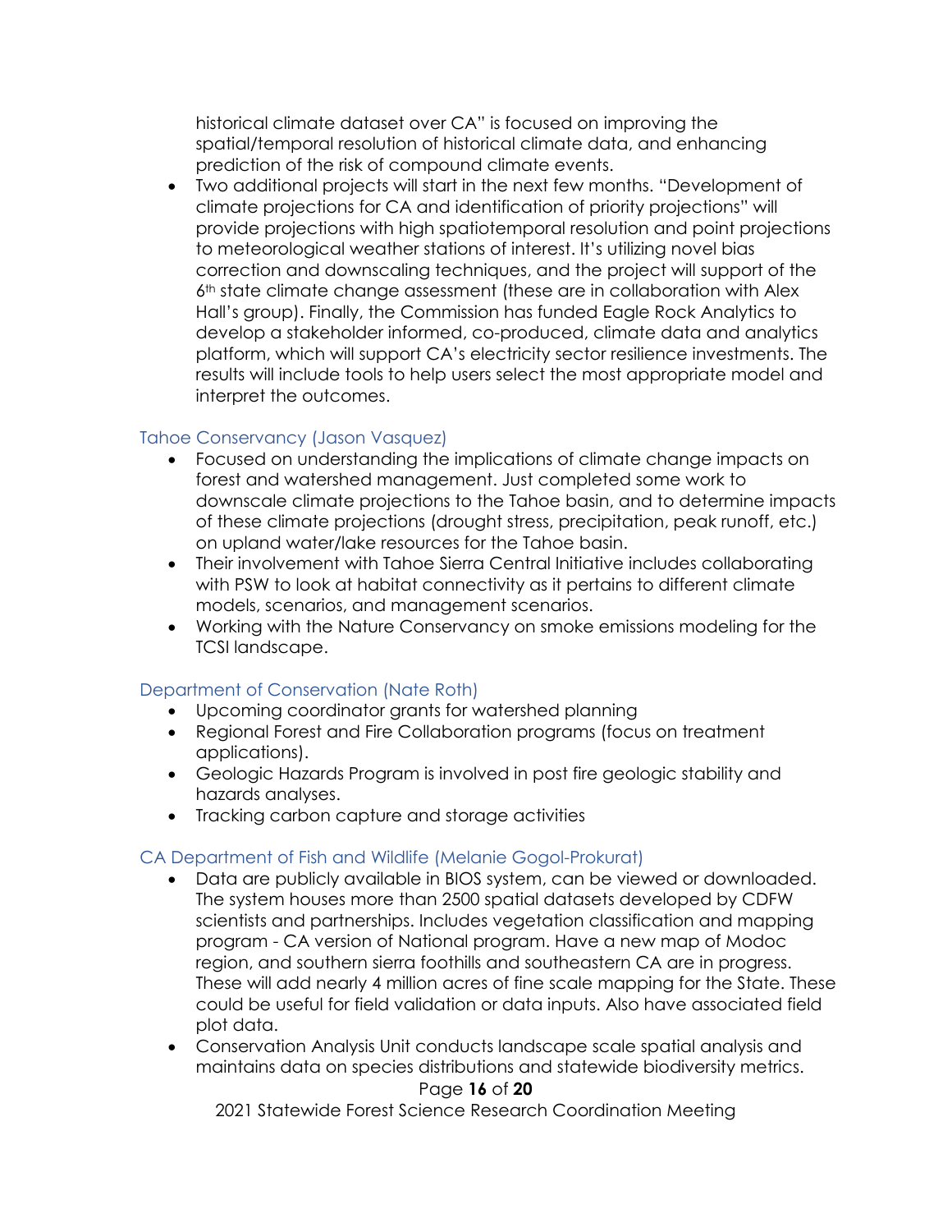historical climate dataset over CA" is focused on improving the spatial/temporal resolution of historical climate data, and enhancing prediction of the risk of compound climate events.

- Two additional projects will start in the next few months. "Development of climate projections for CA and identification of priority projections" will provide projections with high spatiotemporal resolution and point projections to meteorological weather stations of interest. It's utilizing novel bias correction and downscaling techniques, and the project will support of the 6th state climate change assessment (these are in collaboration with Alex Hall's group). Finally, the Commission has funded Eagle Rock Analytics to develop a stakeholder informed, co-produced, climate data and analytics platform, which will support CA's electricity sector resilience investments. The results will include tools to help users select the most appropriate model and interpret the outcomes.

### Tahoe Conservancy (Jason Vasquez)

- Focused on understanding the implications of climate change impacts on forest and watershed management. Just completed some work to downscale climate projections to the Tahoe basin, and to determine impacts of these climate projections (drought stress, precipitation, peak runoff, etc.) on upland water/lake resources for the Tahoe basin.
- Their involvement with Tahoe Sierra Central Initiative includes collaborating with PSW to look at habitat connectivity as it pertains to different climate models, scenarios, and management scenarios.
- Working with the Nature Conservancy on smoke emissions modeling for the TCSI landscape.

### Department of Conservation (Nate Roth)

- Upcoming coordinator grants for watershed planning
- Regional Forest and Fire Collaboration programs (focus on treatment applications).
- Geologic Hazards Program is involved in post fire geologic stability and hazards analyses.
- Tracking carbon capture and storage activities

### CA Department of Fish and Wildlife (Melanie Gogol-Prokurat)

- Data are publicly available in BIOS system, can be viewed or downloaded. The system houses more than 2500 spatial datasets developed by CDFW scientists and partnerships. Includes vegetation classification and mapping program - CA version of National program. Have a new map of Modoc region, and southern sierra foothills and southeastern CA are in progress. These will add nearly 4 million acres of fine scale mapping for the State. These could be useful for field validation or data inputs. Also have associated field plot data.
- Conservation Analysis Unit conducts landscape scale spatial analysis and maintains data on species distributions and statewide biodiversity metrics.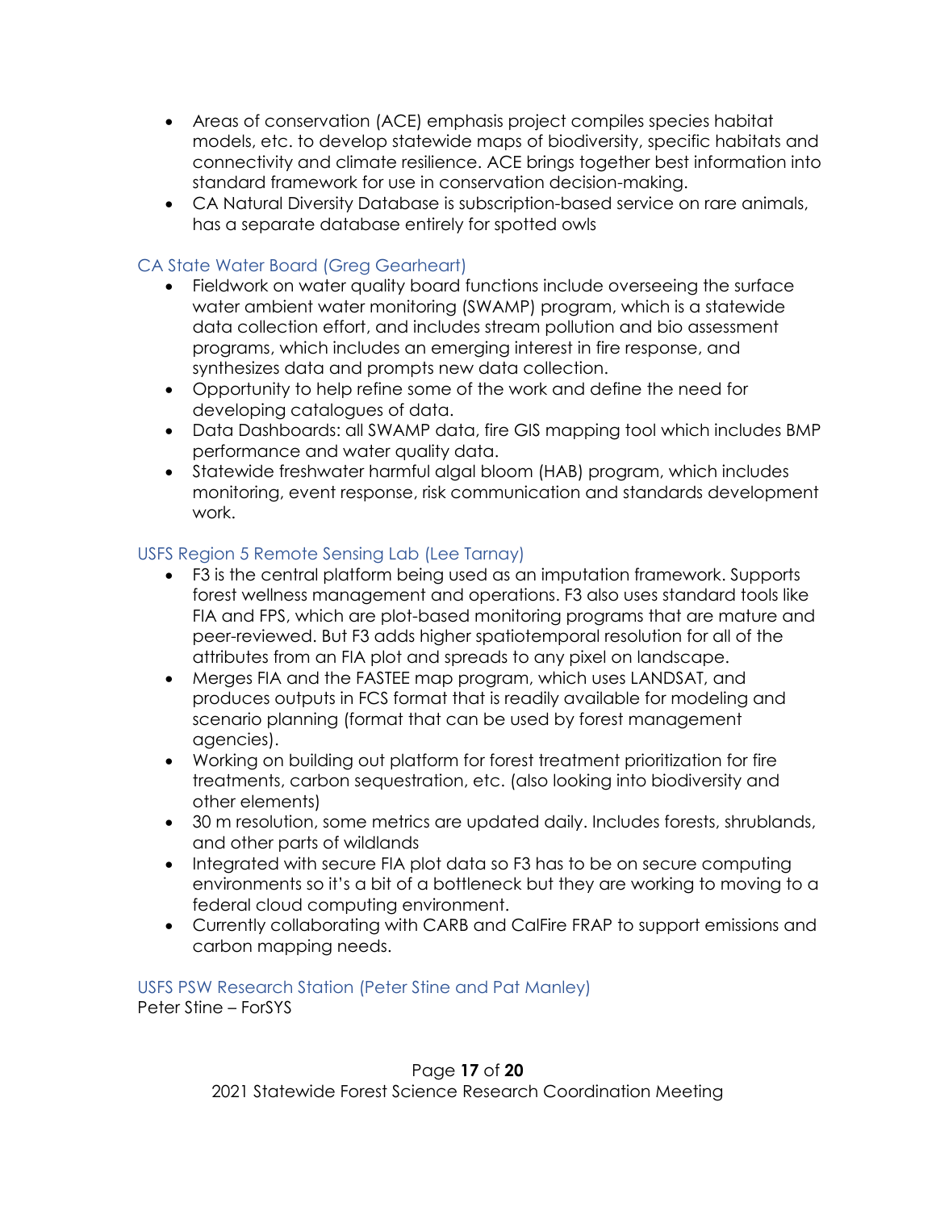- Areas of conservation (ACE) emphasis project compiles species habitat models, etc. to develop statewide maps of biodiversity, specific habitats and connectivity and climate resilience. ACE brings together best information into standard framework for use in conservation decision-making.
- CA Natural Diversity Database is subscription-based service on rare animals, has a separate database entirely for spotted owls

### CA State Water Board (Greg Gearheart)

- Fieldwork on water quality board functions include overseeing the surface water ambient water monitoring (SWAMP) program, which is a statewide data collection effort, and includes stream pollution and bio assessment programs, which includes an emerging interest in fire response, and synthesizes data and prompts new data collection.
- Opportunity to help refine some of the work and define the need for developing catalogues of data.
- Data Dashboards: all SWAMP data, fire GIS mapping tool which includes BMP performance and water quality data.
- Statewide freshwater harmful algal bloom (HAB) program, which includes monitoring, event response, risk communication and standards development work.

### USFS Region 5 Remote Sensing Lab (Lee Tarnay)

- F3 is the central platform being used as an imputation framework. Supports forest wellness management and operations. F3 also uses standard tools like FIA and FPS, which are plot-based monitoring programs that are mature and peer-reviewed. But F3 adds higher spatiotemporal resolution for all of the attributes from an FIA plot and spreads to any pixel on landscape.
- Merges FIA and the FASTEE map program, which uses LANDSAT, and produces outputs in FCS format that is readily available for modeling and scenario planning (format that can be used by forest management agencies).
- Working on building out platform for forest treatment prioritization for fire treatments, carbon sequestration, etc. (also looking into biodiversity and other elements)
- 30 m resolution, some metrics are updated daily. Includes forests, shrublands, and other parts of wildlands
- Integrated with secure FIA plot data so F3 has to be on secure computing environments so it's a bit of a bottleneck but they are working to moving to a federal cloud computing environment.
- Currently collaborating with CARB and CalFire FRAP to support emissions and carbon mapping needs.

### USFS PSW Research Station (Peter Stine and Pat Manley)

Peter Stine – ForSYS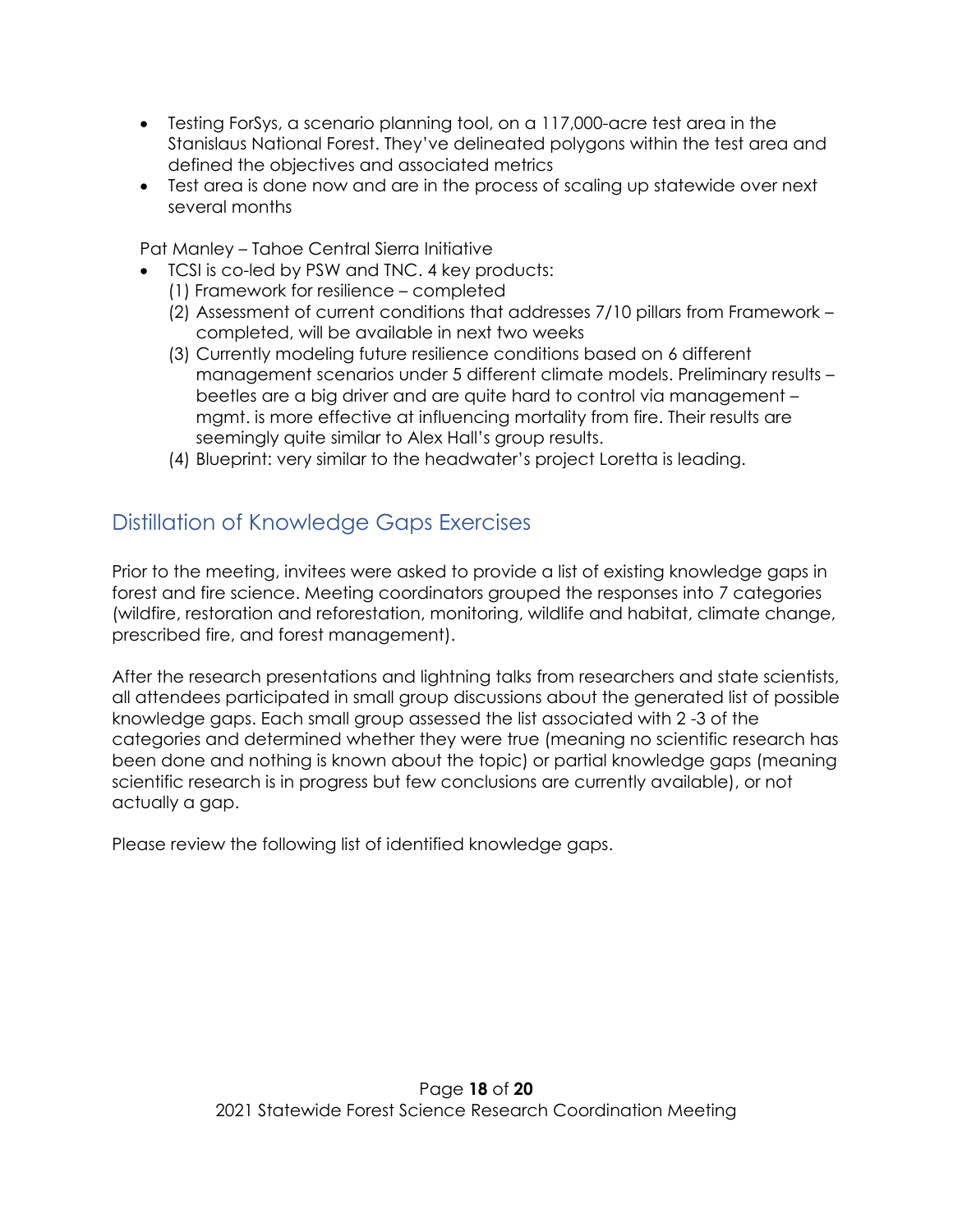- Testing ForSys, a scenario planning tool, on a 117,000-acre test area in the Stanislaus National Forest. They've delineated polygons within the test area and defined the objectives and associated metrics
- Test area is done now and are in the process of scaling up statewide over next several months

Pat Manley – Tahoe Central Sierra Initiative

- TCSI is co-led by PSW and TNC. 4 key products:
  (1) Framework for resilience – completed
  (2) Assessment of current conditions that addresses 7/10 pillars from Framework – completed, will be available in next two weeks
  (3) Currently modeling future resilience conditions based on 6 different management scenarios under 5 different climate models. Preliminary results – beetles are a big driver and are quite hard to control via management – mgmt. is more effective at influencing mortality from fire. Their results are seemingly quite similar to Alex Hall's group results.
  (4) Blueprint: very similar to the headwater's project Loretta is leading.

## Distillation of Knowledge Gaps Exercises

Prior to the meeting, invitees were asked to provide a list of existing knowledge gaps in forest and fire science. Meeting coordinators grouped the responses into 7 categories (wildfire, restoration and reforestation, monitoring, wildlife and habitat, climate change, prescribed fire, and forest management).

After the research presentations and lightning talks from researchers and state scientists, all attendees participated in small group discussions about the generated list of possible knowledge gaps. Each small group assessed the list associated with 2 -3 of the categories and determined whether they were true (meaning no scientific research has been done and nothing is known about the topic) or partial knowledge gaps (meaning scientific research is in progress but few conclusions are currently available), or not actually a gap.

Please review the following list of identified knowledge gaps.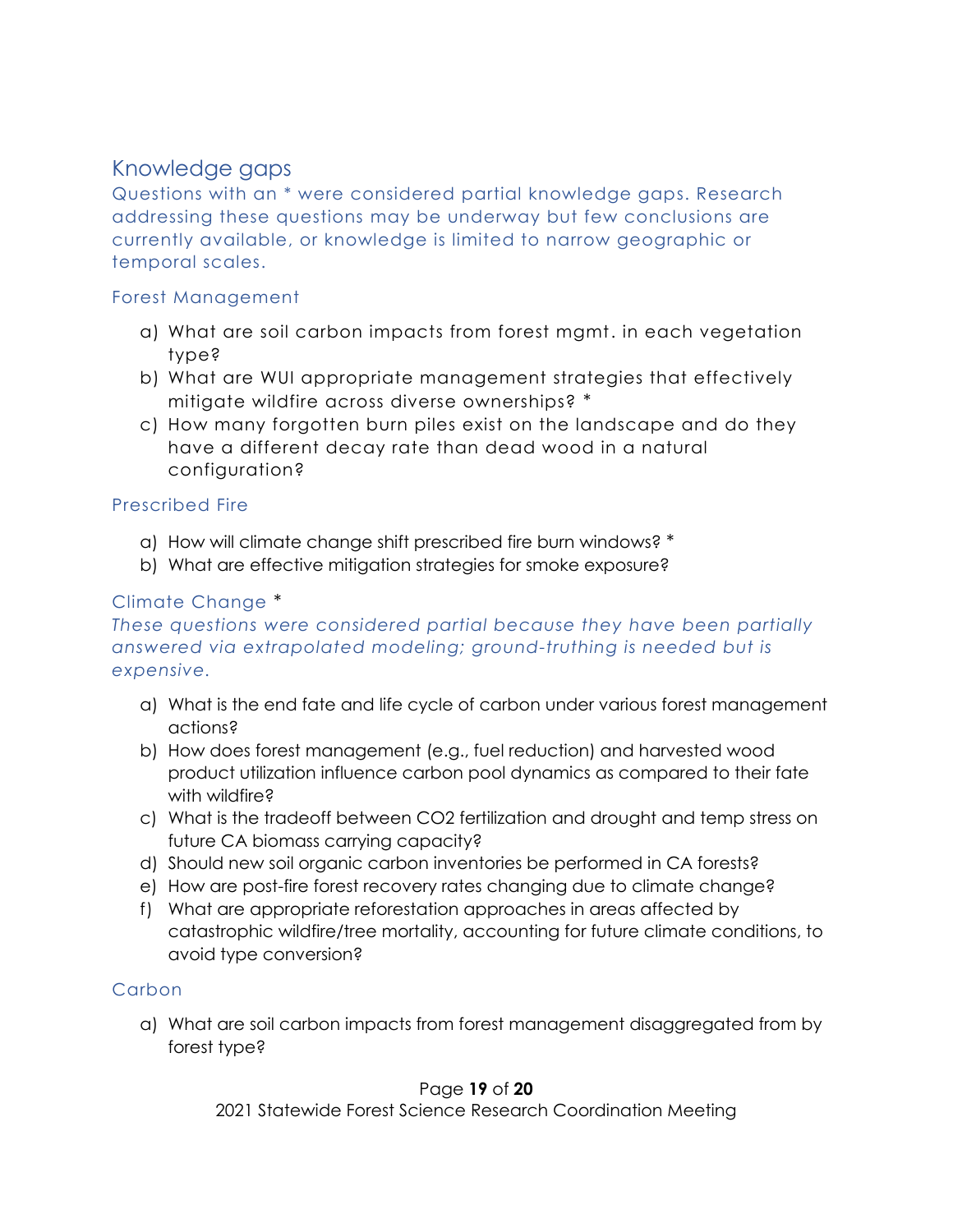## Knowledge gaps

Questions with an * were considered partial knowledge gaps. Research addressing these questions may be underway but few conclusions are currently available, or knowledge is limited to narrow geographic or temporal scales.

### Forest Management

a) What are soil carbon impacts from forest mgmt. in each vegetation type?
b) What are WUI appropriate management strategies that effectively mitigate wildfire across diverse ownerships? *
c) How many forgotten burn piles exist on the landscape and do they have a different decay rate than dead wood in a natural configuration?

### Prescribed Fire

a) How will climate change shift prescribed fire burn windows? *
b) What are effective mitigation strategies for smoke exposure?

### Climate Change *

*These questions were considered partial because they have been partially answered via extrapolated modeling; ground-truthing is needed but is expensive.*

a) What is the end fate and life cycle of carbon under various forest management actions?
b) How does forest management (e.g., fuel reduction) and harvested wood product utilization influence carbon pool dynamics as compared to their fate with wildfire?
c) What is the tradeoff between $CO_2$ fertilization and drought and temp stress on future CA biomass carrying capacity?
d) Should new soil organic carbon inventories be performed in CA forests?
e) How are post-fire forest recovery rates changing due to climate change?
f) What are appropriate reforestation approaches in areas affected by catastrophic wildfire/tree mortality, accounting for future climate conditions, to avoid type conversion?

### Carbon

a) What are soil carbon impacts from forest management disaggregated from by forest type?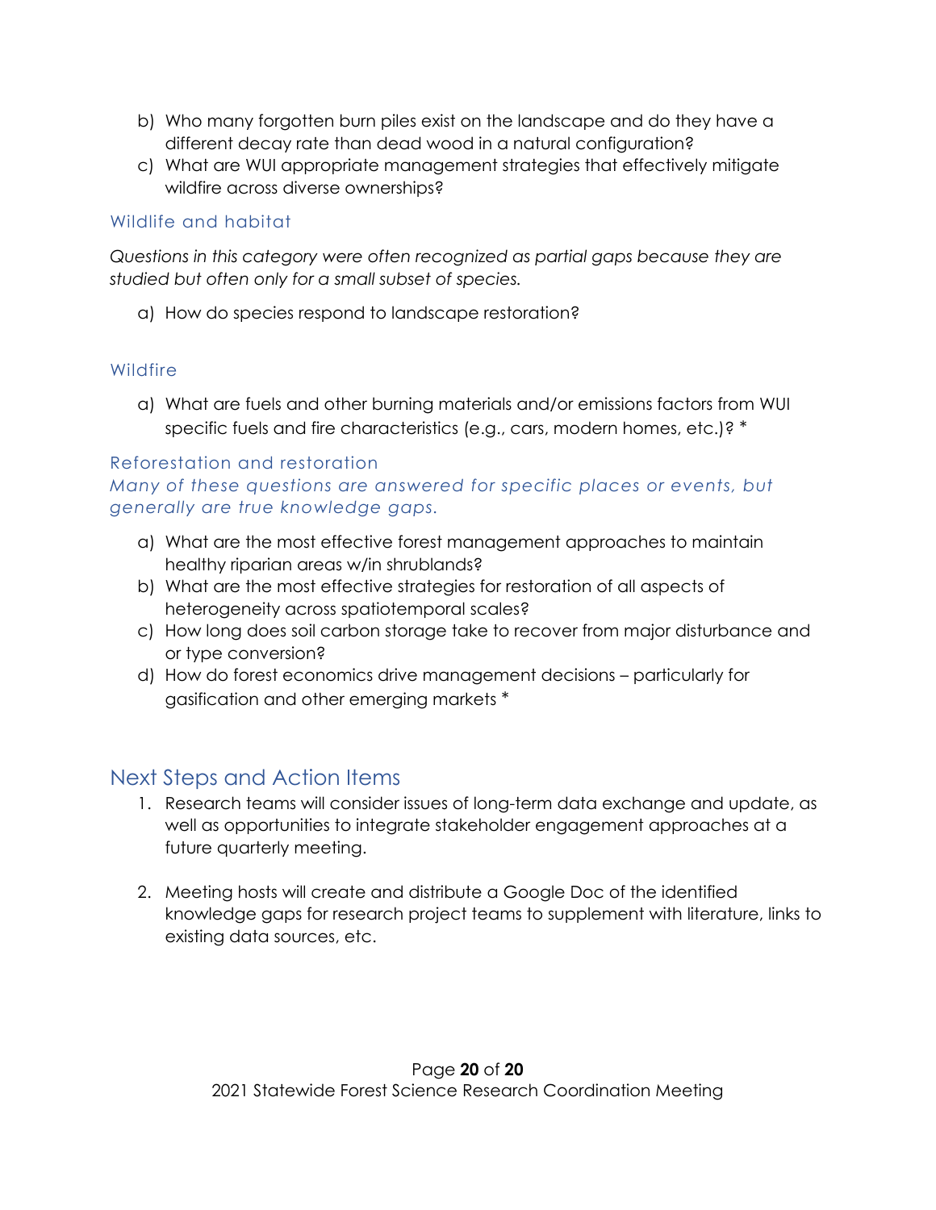b) Who many forgotten burn piles exist on the landscape and do they have a different decay rate than dead wood in a natural configuration?
c) What are WUI appropriate management strategies that effectively mitigate wildfire across diverse ownerships?

### Wildlife and habitat

*Questions in this category were often recognized as partial gaps because they are studied but often only for a small subset of species.*

a) How do species respond to landscape restoration?

### Wildfire

a) What are fuels and other burning materials and/or emissions factors from WUI specific fuels and fire characteristics (e.g., cars, modern homes, etc.)? *

### Reforestation and restoration

*Many of these questions are answered for specific places or events, but generally are true knowledge gaps.*

a) What are the most effective forest management approaches to maintain healthy riparian areas w/in shrublands?
b) What are the most effective strategies for restoration of all aspects of heterogeneity across spatiotemporal scales?
c) How long does soil carbon storage take to recover from major disturbance and or type conversion?
d) How do forest economics drive management decisions – particularly for gasification and other emerging markets *

## Next Steps and Action Items

1. Research teams will consider issues of long-term data exchange and update, as well as opportunities to integrate stakeholder engagement approaches at a future quarterly meeting.

2. Meeting hosts will create and distribute a Google Doc of the identified knowledge gaps for research project teams to supplement with literature, links to existing data sources, etc.